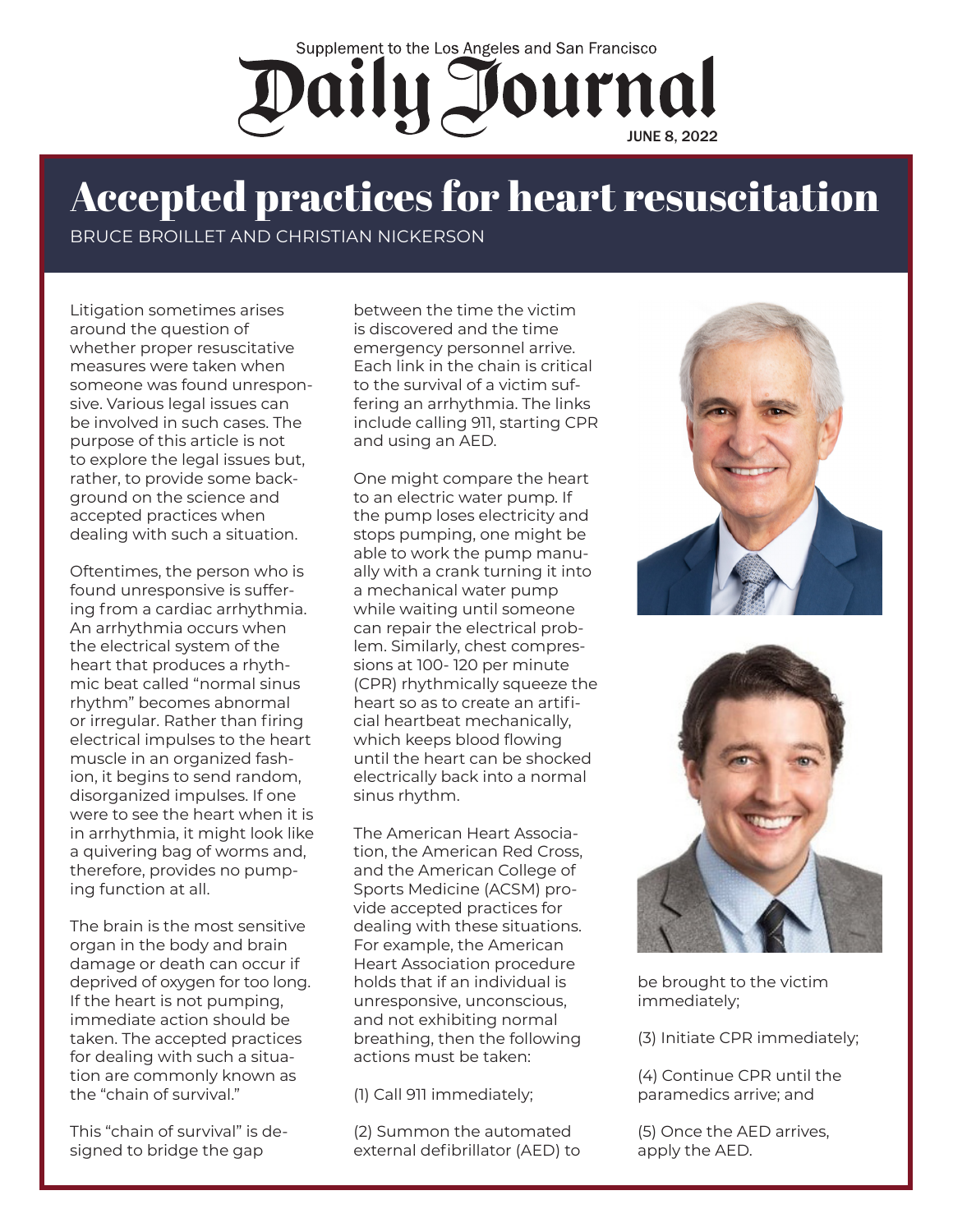Supplement to the Los Angeles and San Francisco Daily Journal

JUNE 8, 2022

# Accepted practices for heart resuscitation

BRUCE BROILLET AND CHRISTIAN NICKERSON

Litigation sometimes arises around the question of whether proper resuscitative measures were taken when someone was found unresponsive. Various legal issues can be involved in such cases. The purpose of this article is not to explore the legal issues but, rather, to provide some background on the science and accepted practices when dealing with such a situation.

Oftentimes, the person who is found unresponsive is suffering from a cardiac arrhythmia. An arrhythmia occurs when the electrical system of the heart that produces a rhythmic beat called "normal sinus rhythm" becomes abnormal or irregular. Rather than firing electrical impulses to the heart muscle in an organized fashion, it begins to send random, disorganized impulses. If one were to see the heart when it is in arrhythmia, it might look like a quivering bag of worms and, therefore, provides no pumping function at all.

The brain is the most sensitive organ in the body and brain damage or death can occur if deprived of oxygen for too long. If the heart is not pumping, immediate action should be taken. The accepted practices for dealing with such a situation are commonly known as the "chain of survival."

This "chain of survival" is designed to bridge the gap between the time the victim is discovered and the time emergency personnel arrive. Each link in the chain is critical to the survival of a victim suffering an arrhythmia. The links include calling 911, starting CPR and using an AED.

One might compare the heart to an electric water pump. If the pump loses electricity and stops pumping, one might be able to work the pump manually with a crank turning it into a mechanical water pump while waiting until someone can repair the electrical problem. Similarly, chest compressions at 100- 120 per minute (CPR) rhythmically squeeze the heart so as to create an artificial heartbeat mechanically, which keeps blood flowing until the heart can be shocked electrically back into a normal sinus rhythm.

The American Heart Association, the American Red Cross, and the American College of Sports Medicine (ACSM) provide accepted practices for dealing with these situations. For example, the American Heart Association procedure holds that if an individual is unresponsive, unconscious, and not exhibiting normal breathing, then the following actions must be taken:

(1) Call 911 immediately;

(2) Summon the automated external defibrillator (AED) to be brought to the victim immediately;

(3) Initiate CPR immediately;

(4) Continue CPR until the paramedics arrive; and

(5) Once the AED arrives, apply the AED.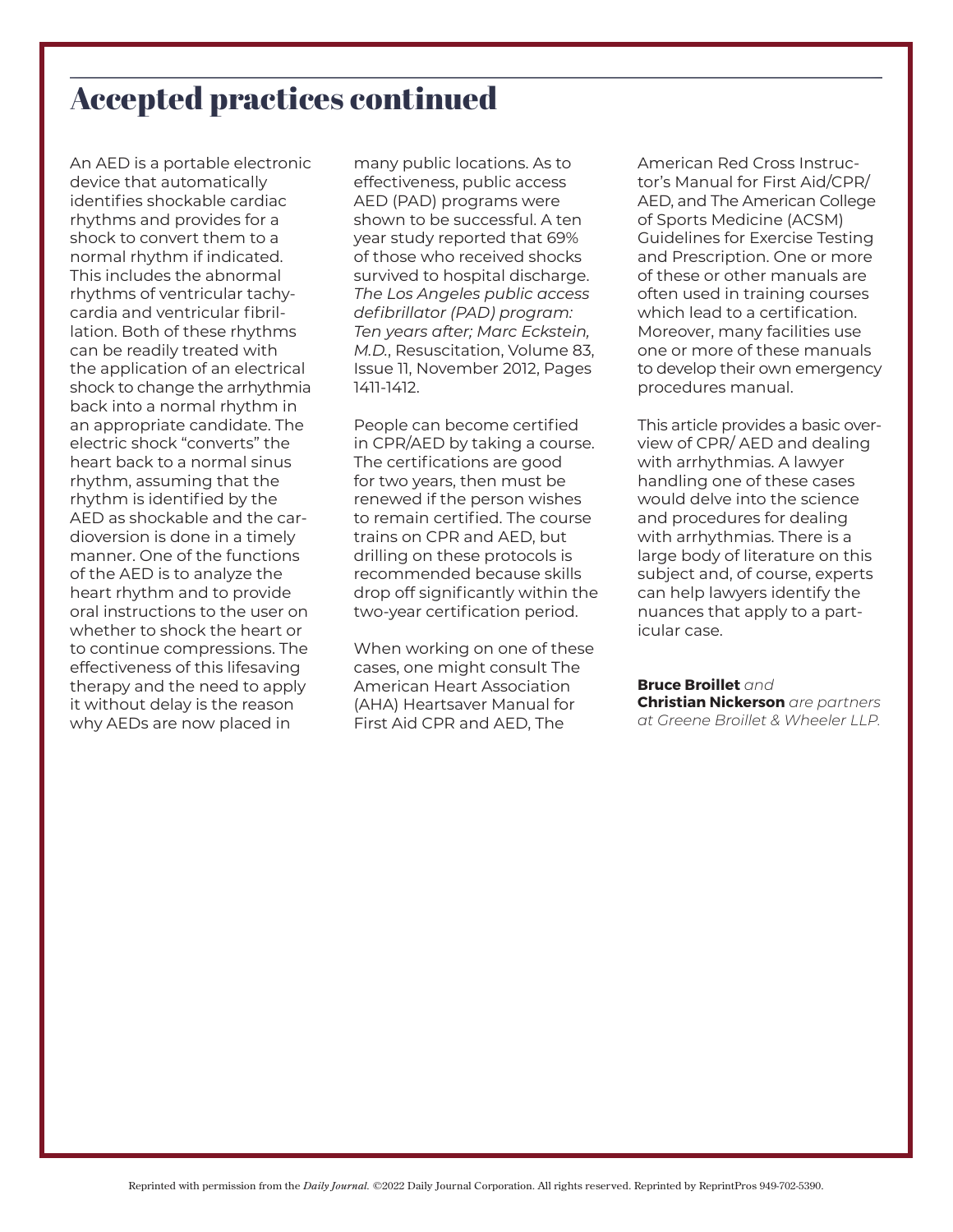# Accepted practices continued

An AED is a portable electronic device that automatically identifies shockable cardiac rhythms and provides for a shock to convert them to a normal rhythm if indicated. This includes the abnormal rhythms of ventricular tachycardia and ventricular fibrillation. Both of these rhythms can be readily treated with the application of an electrical shock to change the arrhythmia back into a normal rhythm in an appropriate candidate. The electric shock "converts" the heart back to a normal sinus rhythm, assuming that the rhythm is identified by the AED as shockable and the cardioversion is done in a timely manner. One of the functions of the AED is to analyze the heart rhythm and to provide oral instructions to the user on whether to shock the heart or to continue compressions. The effectiveness of this lifesaving therapy and the need to apply it without delay is the reason why AEDs are now placed in many public locations. As to effectiveness, public access AED (PAD) programs were shown to be successful. A ten year study reported that 69% of those who received shocks survived to hospital discharge. *The Los Angeles public access defibrillator (PAD) program: Ten years after; Marc Eckstein, M.D.*, Resuscitation, Volume 83, Issue 11, November 2012, Pages 1411-1412.

People can become certified in CPR/AED by taking a course. The certifications are good for two years, then must be renewed if the person wishes to remain certified. The course trains on CPR and AED, but drilling on these protocols is recommended because skills drop off significantly within the two-year certification period.

When working on one of these cases, one might consult The American Heart Association (AHA) Heartsaver Manual for First Aid CPR and AED, The American Red Cross Instructor's Manual for First Aid/CPR/ AED, and The American College of Sports Medicine (ACSM) Guidelines for Exercise Testing and Prescription. One or more of these or other manuals are often used in training courses which lead to a certification. Moreover, many facilities use one or more of these manuals to develop their own emergency procedures manual.

This article provides a basic overview of CPR/ AED and dealing with arrhythmias. A lawyer handling one of these cases would delve into the science and procedures for dealing with arrhythmias. There is a large body of literature on this subject and, of course, experts can help lawyers identify the nuances that apply to a particular case.

**Bruce Broillet** *and* **Christian Nickerson** *are partners at Greene Broillet & Wheeler LLP.*

Reprinted with permission from the *Daily Journal*. ©2022 Daily Journal Corporation. All rights reserved. Reprinted by ReprintPros 949-702-5390.